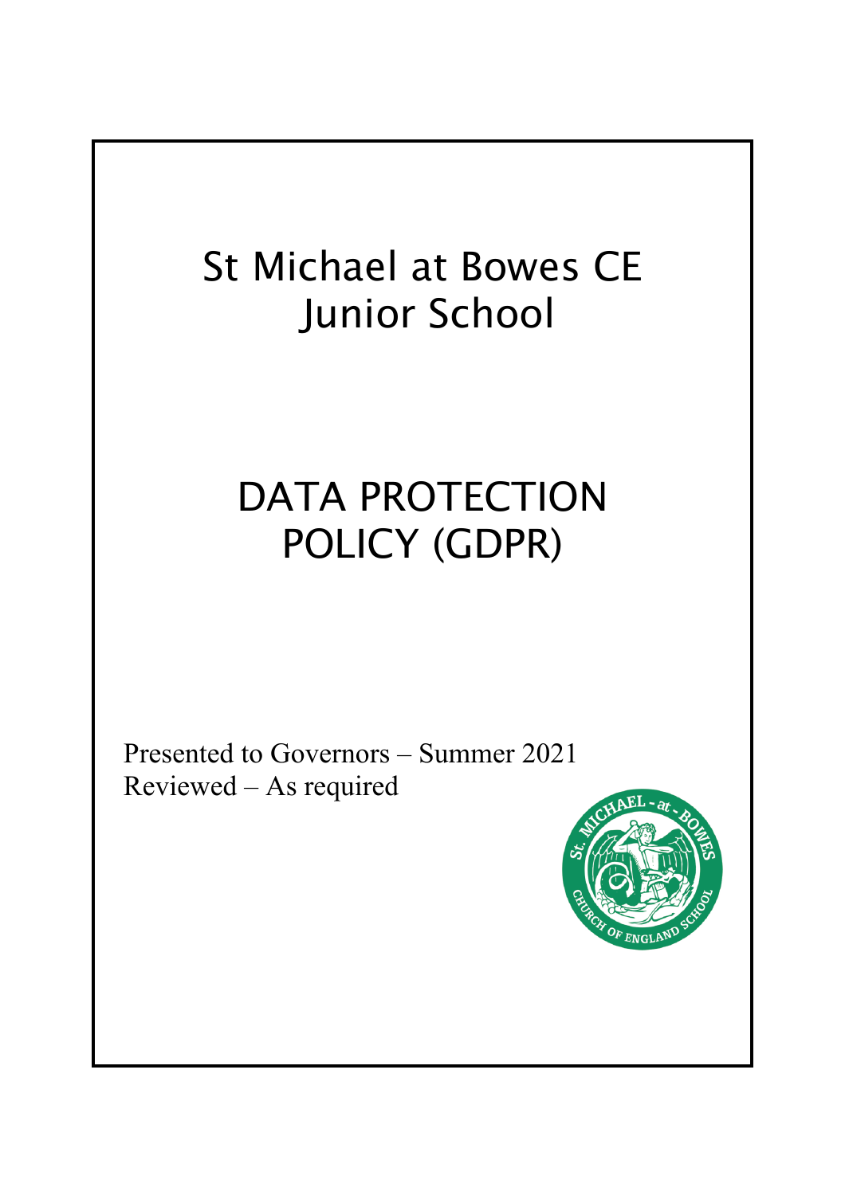# St Michael at Bowes CE Junior School

# DATA PROTECTION POLICY (GDPR)

Presented to Governors – Summer 2021
Reviewed – As required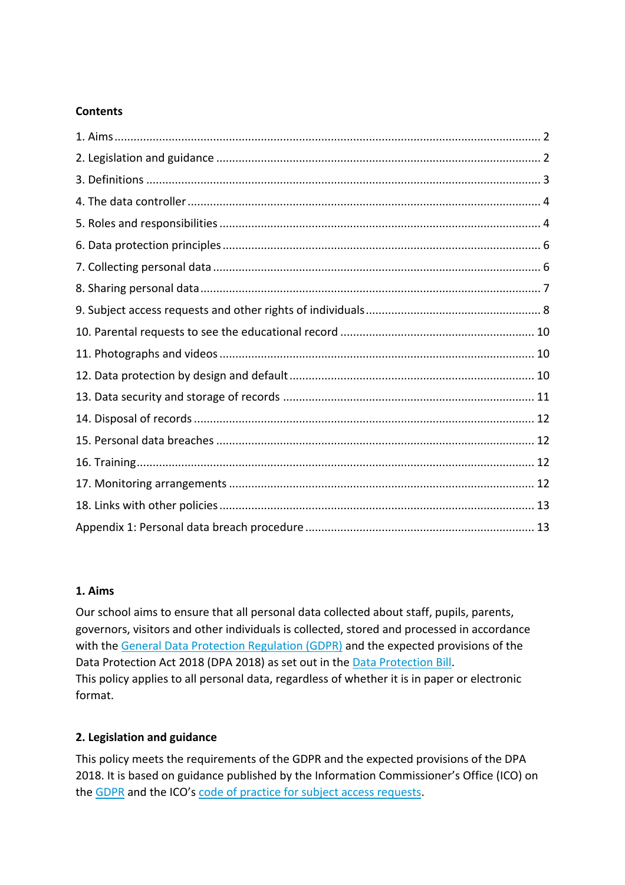**Contents**

1. Aims ........................................................................................................................ 2
2. Legislation and guidance ........................................................................................ 2
3. Definitions .............................................................................................................. 3
4. The data controller ................................................................................................. 4
5. Roles and responsibilities ....................................................................................... 4
6. Data protection principles ...................................................................................... 6
7. Collecting personal data ......................................................................................... 6
8. Sharing personal data ............................................................................................. 7
9. Subject access requests and other rights of individuals ........................................... 8
10. Parental requests to see the educational record ................................................. 10
11. Photographs and videos ...................................................................................... 10
12. Data protection by design and default ................................................................ 10
13. Data security and storage of records .................................................................. 11
14. Disposal of records .............................................................................................. 12
15. Personal data breaches ....................................................................................... 12
16. Training ............................................................................................................... 12
17. Monitoring arrangements ................................................................................... 12
18. Links with other policies ...................................................................................... 13

Appendix 1: Personal data breach procedure ........................................................... 13

## 1. Aims

Our school aims to ensure that all personal data collected about staff, pupils, parents, governors, visitors and other individuals is collected, stored and processed in accordance with the General Data Protection Regulation (GDPR) and the expected provisions of the Data Protection Act 2018 (DPA 2018) as set out in the Data Protection Bill.

This policy applies to all personal data, regardless of whether it is in paper or electronic format.

## 2. Legislation and guidance

This policy meets the requirements of the GDPR and the expected provisions of the DPA 2018. It is based on guidance published by the Information Commissioner's Office (ICO) on the GDPR and the ICO's code of practice for subject access requests.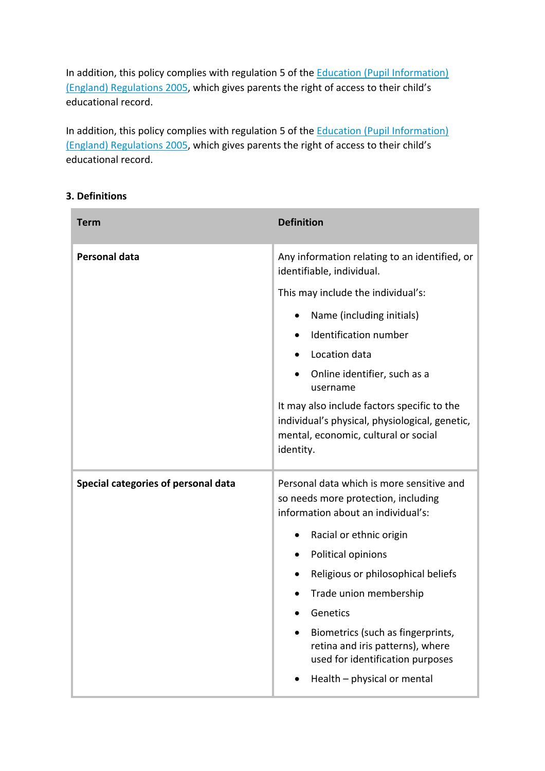In addition, this policy complies with regulation 5 of the [Education (Pupil Information) (England) Regulations 2005](), which gives parents the right of access to their child's educational record.

In addition, this policy complies with regulation 5 of the [Education (Pupil Information) (England) Regulations 2005](), which gives parents the right of access to their child's educational record.

**3. Definitions**

| Term | Definition |
|---|---|
| **Personal data** | Any information relating to an identified, or identifiable, individual.<br><br>This may include the individual's:<br>• Name (including initials)<br>• Identification number<br>• Location data<br>• Online identifier, such as a username<br><br>It may also include factors specific to the individual's physical, physiological, genetic, mental, economic, cultural or social identity. |
| **Special categories of personal data** | Personal data which is more sensitive and so needs more protection, including information about an individual's:<br>• Racial or ethnic origin<br>• Political opinions<br>• Religious or philosophical beliefs<br>• Trade union membership<br>• Genetics<br>• Biometrics (such as fingerprints, retina and iris patterns), where used for identification purposes<br>• Health – physical or mental |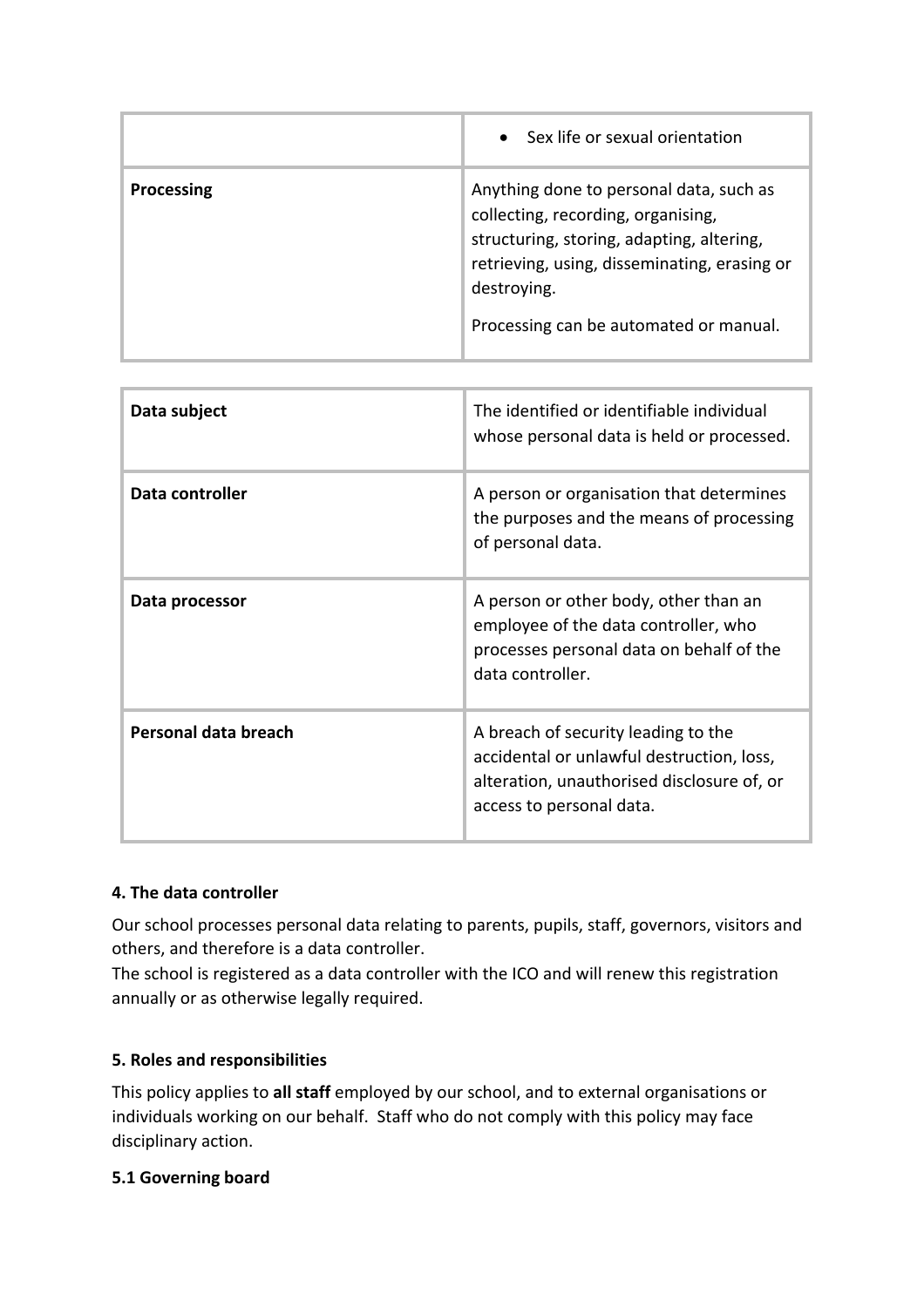| | |
|---|---|
| | • Sex life or sexual orientation |
| **Processing** | Anything done to personal data, such as collecting, recording, organising, structuring, storing, adapting, altering, retrieving, using, disseminating, erasing or destroying.<br><br>Processing can be automated or manual. |

| | |
|---|---|
| **Data subject** | The identified or identifiable individual whose personal data is held or processed. |
| **Data controller** | A person or organisation that determines the purposes and the means of processing of personal data. |
| **Data processor** | A person or other body, other than an employee of the data controller, who processes personal data on behalf of the data controller. |
| **Personal data breach** | A breach of security leading to the accidental or unlawful destruction, loss, alteration, unauthorised disclosure of, or access to personal data. |

**4. The data controller**

Our school processes personal data relating to parents, pupils, staff, governors, visitors and others, and therefore is a data controller.
The school is registered as a data controller with the ICO and will renew this registration annually or as otherwise legally required.

**5. Roles and responsibilities**

This policy applies to **all staff** employed by our school, and to external organisations or individuals working on our behalf. Staff who do not comply with this policy may face disciplinary action.

**5.1 Governing board**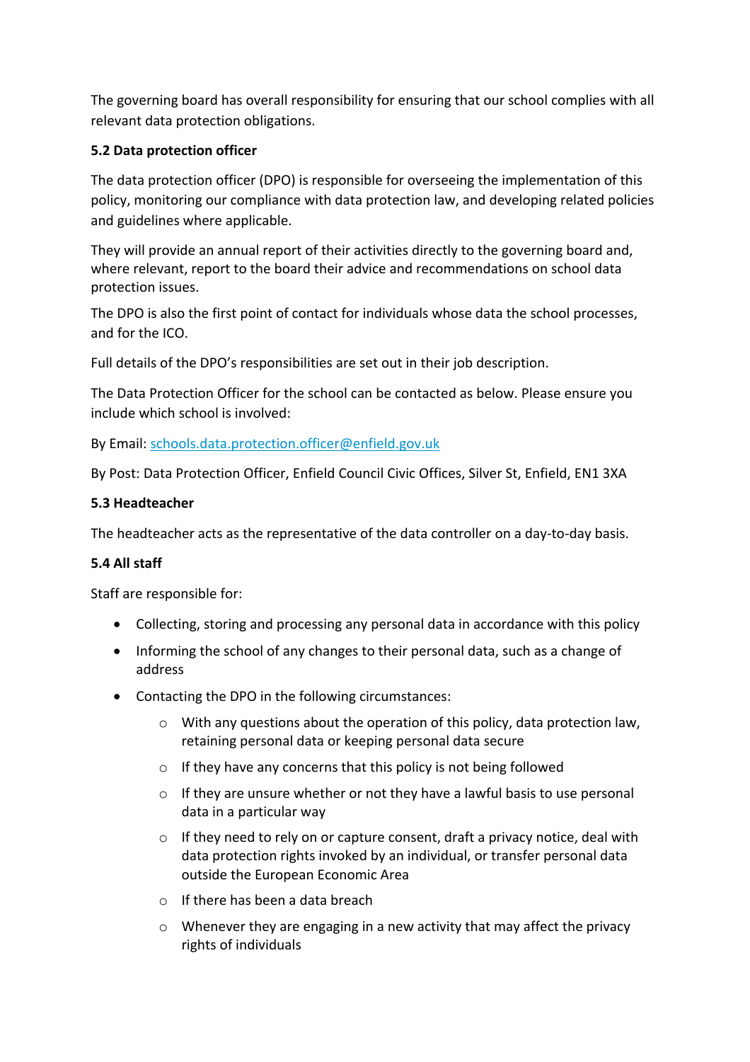The governing board has overall responsibility for ensuring that our school complies with all relevant data protection obligations.

### 5.2 Data protection officer

The data protection officer (DPO) is responsible for overseeing the implementation of this policy, monitoring our compliance with data protection law, and developing related policies and guidelines where applicable.

They will provide an annual report of their activities directly to the governing board and, where relevant, report to the board their advice and recommendations on school data protection issues.

The DPO is also the first point of contact for individuals whose data the school processes, and for the ICO.

Full details of the DPO's responsibilities are set out in their job description.

The Data Protection Officer for the school can be contacted as below. Please ensure you include which school is involved:

By Email: [schools.data.protection.officer@enfield.gov.uk](mailto:schools.data.protection.officer@enfield.gov.uk)

By Post: Data Protection Officer, Enfield Council Civic Offices, Silver St, Enfield, EN1 3XA

### 5.3 Headteacher

The headteacher acts as the representative of the data controller on a day-to-day basis.

### 5.4 All staff

Staff are responsible for:

- Collecting, storing and processing any personal data in accordance with this policy
- Informing the school of any changes to their personal data, such as a change of address
- Contacting the DPO in the following circumstances:
    - With any questions about the operation of this policy, data protection law, retaining personal data or keeping personal data secure
    - If they have any concerns that this policy is not being followed
    - If they are unsure whether or not they have a lawful basis to use personal data in a particular way
    - If they need to rely on or capture consent, draft a privacy notice, deal with data protection rights invoked by an individual, or transfer personal data outside the European Economic Area
    - If there has been a data breach
    - Whenever they are engaging in a new activity that may affect the privacy rights of individuals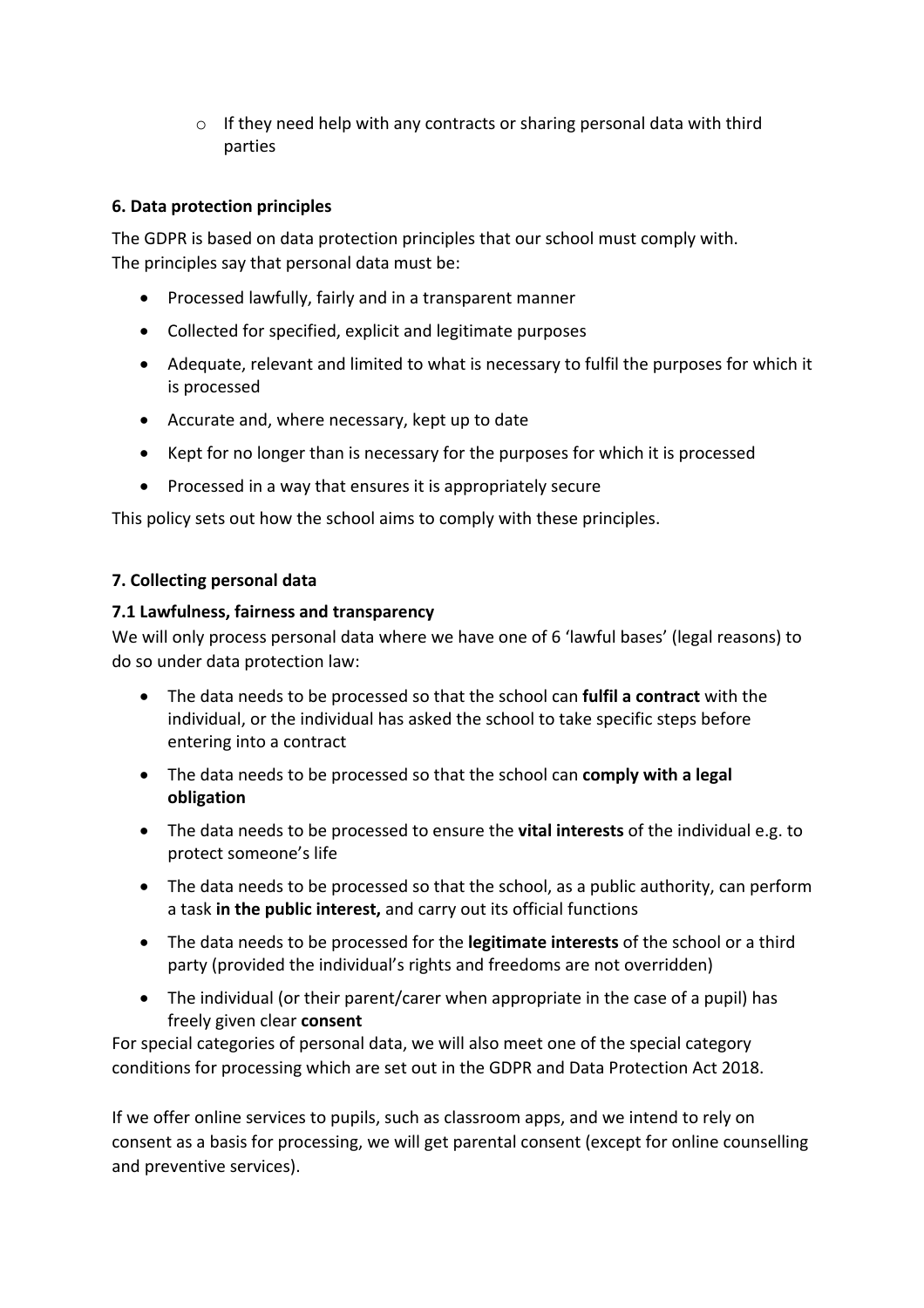- If they need help with any contracts or sharing personal data with third parties

**6. Data protection principles**

The GDPR is based on data protection principles that our school must comply with.
The principles say that personal data must be:

- Processed lawfully, fairly and in a transparent manner
- Collected for specified, explicit and legitimate purposes
- Adequate, relevant and limited to what is necessary to fulfil the purposes for which it is processed
- Accurate and, where necessary, kept up to date
- Kept for no longer than is necessary for the purposes for which it is processed
- Processed in a way that ensures it is appropriately secure

This policy sets out how the school aims to comply with these principles.

**7. Collecting personal data**

**7.1 Lawfulness, fairness and transparency**

We will only process personal data where we have one of 6 'lawful bases' (legal reasons) to do so under data protection law:

- The data needs to be processed so that the school can **fulfil a contract** with the individual, or the individual has asked the school to take specific steps before entering into a contract
- The data needs to be processed so that the school can **comply with a legal obligation**
- The data needs to be processed to ensure the **vital interests** of the individual e.g. to protect someone's life
- The data needs to be processed so that the school, as a public authority, can perform a task **in the public interest,** and carry out its official functions
- The data needs to be processed for the **legitimate interests** of the school or a third party (provided the individual's rights and freedoms are not overridden)
- The individual (or their parent/carer when appropriate in the case of a pupil) has freely given clear **consent**

For special categories of personal data, we will also meet one of the special category conditions for processing which are set out in the GDPR and Data Protection Act 2018.

If we offer online services to pupils, such as classroom apps, and we intend to rely on consent as a basis for processing, we will get parental consent (except for online counselling and preventive services).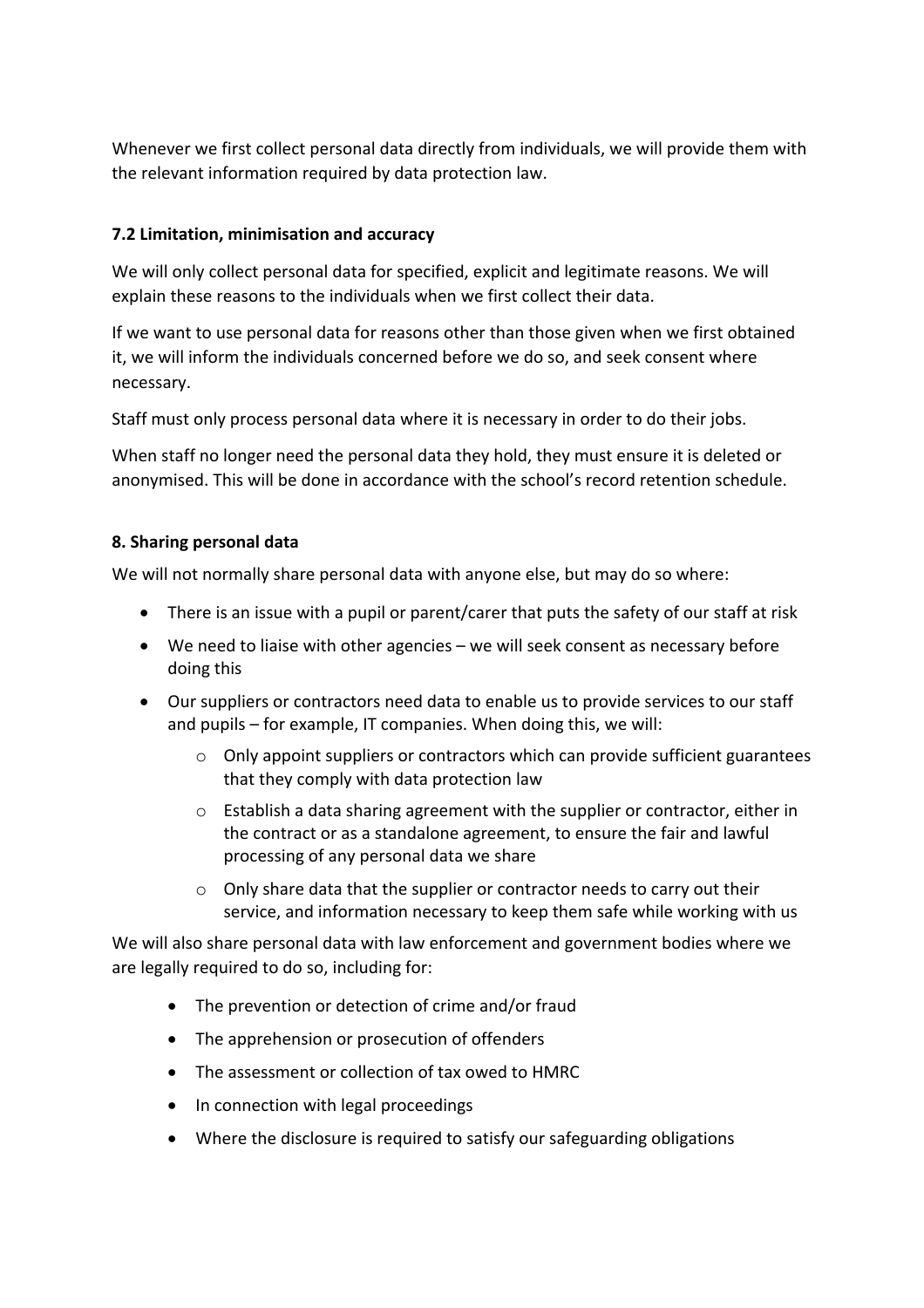Whenever we first collect personal data directly from individuals, we will provide them with the relevant information required by data protection law.

### 7.2 Limitation, minimisation and accuracy

We will only collect personal data for specified, explicit and legitimate reasons. We will explain these reasons to the individuals when we first collect their data.

If we want to use personal data for reasons other than those given when we first obtained it, we will inform the individuals concerned before we do so, and seek consent where necessary.

Staff must only process personal data where it is necessary in order to do their jobs.

When staff no longer need the personal data they hold, they must ensure it is deleted or anonymised. This will be done in accordance with the school's record retention schedule.

## 8. Sharing personal data

We will not normally share personal data with anyone else, but may do so where:

- There is an issue with a pupil or parent/carer that puts the safety of our staff at risk
- We need to liaise with other agencies – we will seek consent as necessary before doing this
- Our suppliers or contractors need data to enable us to provide services to our staff and pupils – for example, IT companies. When doing this, we will:
    - Only appoint suppliers or contractors which can provide sufficient guarantees that they comply with data protection law
    - Establish a data sharing agreement with the supplier or contractor, either in the contract or as a standalone agreement, to ensure the fair and lawful processing of any personal data we share
    - Only share data that the supplier or contractor needs to carry out their service, and information necessary to keep them safe while working with us

We will also share personal data with law enforcement and government bodies where we are legally required to do so, including for:

- The prevention or detection of crime and/or fraud
- The apprehension or prosecution of offenders
- The assessment or collection of tax owed to HMRC
- In connection with legal proceedings
- Where the disclosure is required to satisfy our safeguarding obligations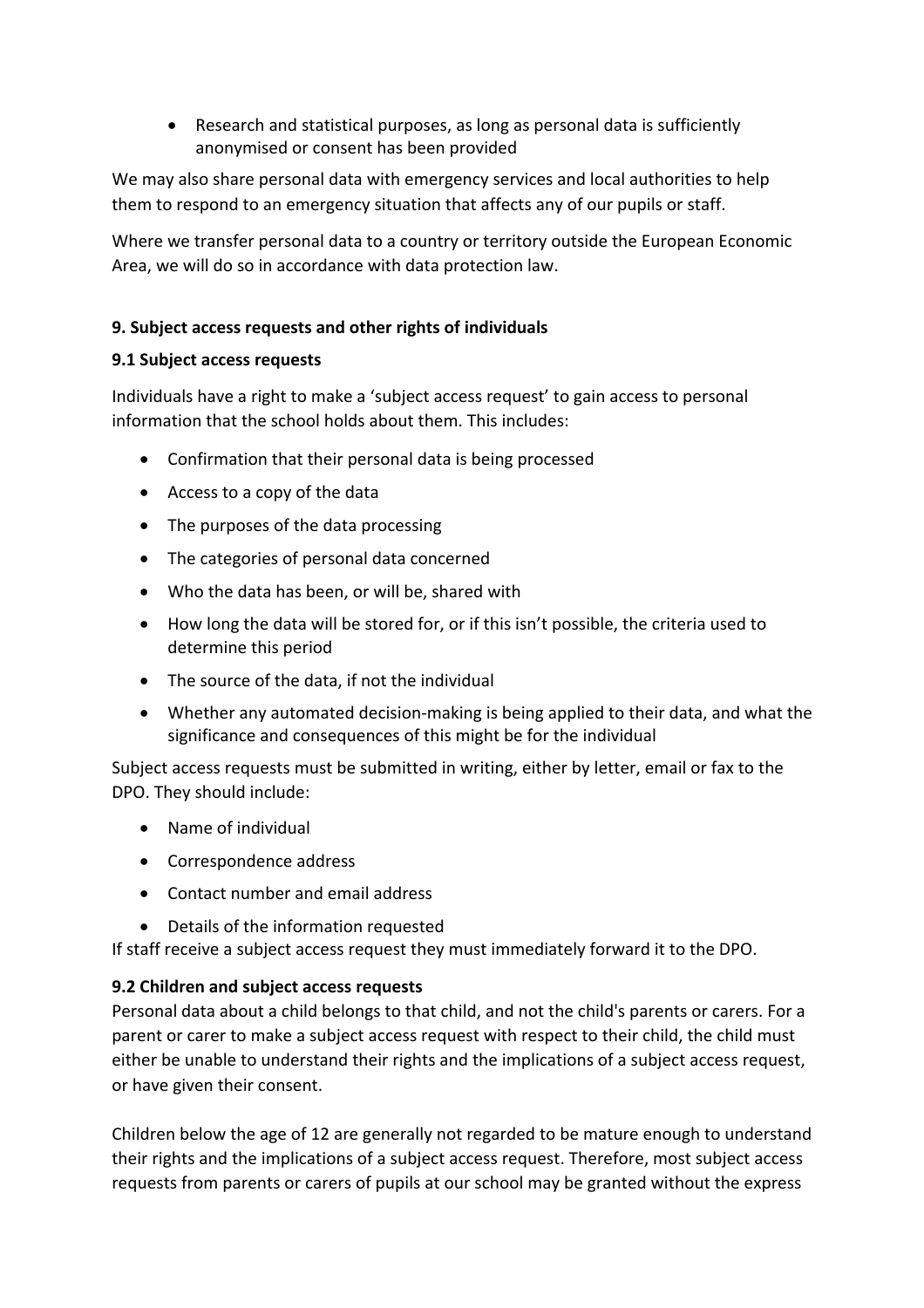- Research and statistical purposes, as long as personal data is sufficiently anonymised or consent has been provided

We may also share personal data with emergency services and local authorities to help them to respond to an emergency situation that affects any of our pupils or staff.

Where we transfer personal data to a country or territory outside the European Economic Area, we will do so in accordance with data protection law.

## 9. Subject access requests and other rights of individuals

### 9.1 Subject access requests

Individuals have a right to make a 'subject access request' to gain access to personal information that the school holds about them. This includes:

- Confirmation that their personal data is being processed
- Access to a copy of the data
- The purposes of the data processing
- The categories of personal data concerned
- Who the data has been, or will be, shared with
- How long the data will be stored for, or if this isn't possible, the criteria used to determine this period
- The source of the data, if not the individual
- Whether any automated decision-making is being applied to their data, and what the significance and consequences of this might be for the individual

Subject access requests must be submitted in writing, either by letter, email or fax to the DPO. They should include:

- Name of individual
- Correspondence address
- Contact number and email address
- Details of the information requested

If staff receive a subject access request they must immediately forward it to the DPO.

### 9.2 Children and subject access requests

Personal data about a child belongs to that child, and not the child's parents or carers. For a parent or carer to make a subject access request with respect to their child, the child must either be unable to understand their rights and the implications of a subject access request, or have given their consent.

Children below the age of 12 are generally not regarded to be mature enough to understand their rights and the implications of a subject access request. Therefore, most subject access requests from parents or carers of pupils at our school may be granted without the express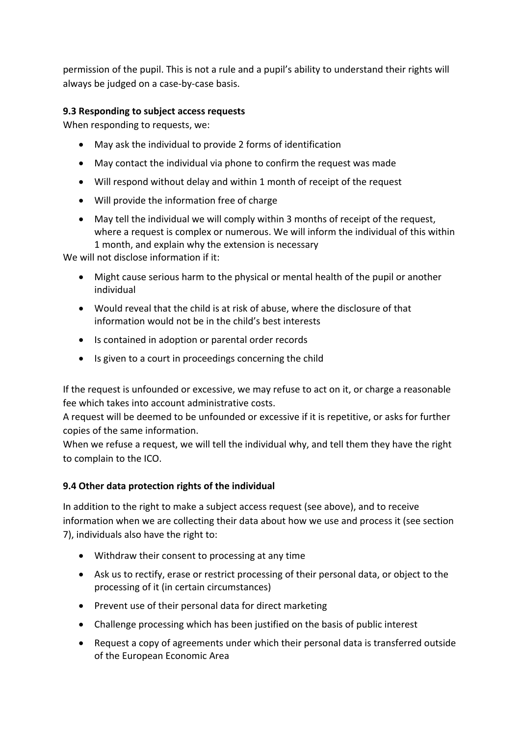permission of the pupil. This is not a rule and a pupil's ability to understand their rights will always be judged on a case-by-case basis.

**9.3 Responding to subject access requests**

When responding to requests, we:

- May ask the individual to provide 2 forms of identification
- May contact the individual via phone to confirm the request was made
- Will respond without delay and within 1 month of receipt of the request
- Will provide the information free of charge
- May tell the individual we will comply within 3 months of receipt of the request, where a request is complex or numerous. We will inform the individual of this within 1 month, and explain why the extension is necessary

We will not disclose information if it:

- Might cause serious harm to the physical or mental health of the pupil or another individual
- Would reveal that the child is at risk of abuse, where the disclosure of that information would not be in the child's best interests
- Is contained in adoption or parental order records
- Is given to a court in proceedings concerning the child

If the request is unfounded or excessive, we may refuse to act on it, or charge a reasonable fee which takes into account administrative costs.

A request will be deemed to be unfounded or excessive if it is repetitive, or asks for further copies of the same information.

When we refuse a request, we will tell the individual why, and tell them they have the right to complain to the ICO.

**9.4 Other data protection rights of the individual**

In addition to the right to make a subject access request (see above), and to receive information when we are collecting their data about how we use and process it (see section 7), individuals also have the right to:

- Withdraw their consent to processing at any time
- Ask us to rectify, erase or restrict processing of their personal data, or object to the processing of it (in certain circumstances)
- Prevent use of their personal data for direct marketing
- Challenge processing which has been justified on the basis of public interest
- Request a copy of agreements under which their personal data is transferred outside of the European Economic Area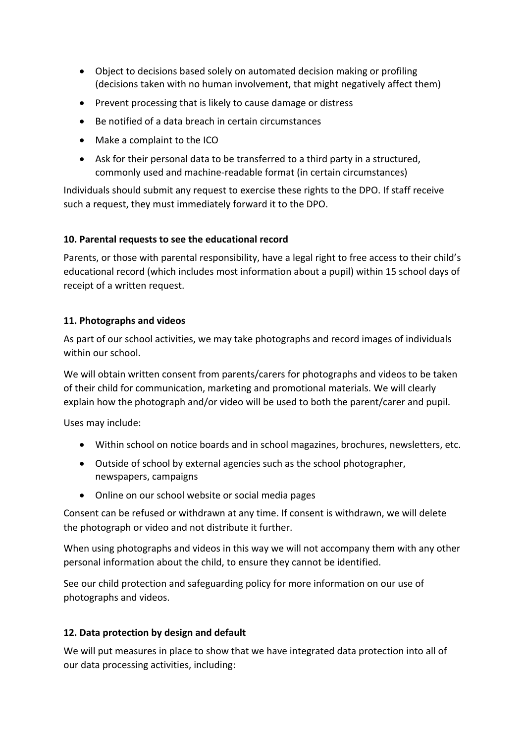- Object to decisions based solely on automated decision making or profiling (decisions taken with no human involvement, that might negatively affect them)
- Prevent processing that is likely to cause damage or distress
- Be notified of a data breach in certain circumstances
- Make a complaint to the ICO
- Ask for their personal data to be transferred to a third party in a structured, commonly used and machine-readable format (in certain circumstances)

Individuals should submit any request to exercise these rights to the DPO. If staff receive such a request, they must immediately forward it to the DPO.

**10. Parental requests to see the educational record**

Parents, or those with parental responsibility, have a legal right to free access to their child's educational record (which includes most information about a pupil) within 15 school days of receipt of a written request.

**11. Photographs and videos**

As part of our school activities, we may take photographs and record images of individuals within our school.

We will obtain written consent from parents/carers for photographs and videos to be taken of their child for communication, marketing and promotional materials. We will clearly explain how the photograph and/or video will be used to both the parent/carer and pupil.

Uses may include:

- Within school on notice boards and in school magazines, brochures, newsletters, etc.
- Outside of school by external agencies such as the school photographer, newspapers, campaigns
- Online on our school website or social media pages

Consent can be refused or withdrawn at any time. If consent is withdrawn, we will delete the photograph or video and not distribute it further.

When using photographs and videos in this way we will not accompany them with any other personal information about the child, to ensure they cannot be identified.

See our child protection and safeguarding policy for more information on our use of photographs and videos.

**12. Data protection by design and default**

We will put measures in place to show that we have integrated data protection into all of our data processing activities, including: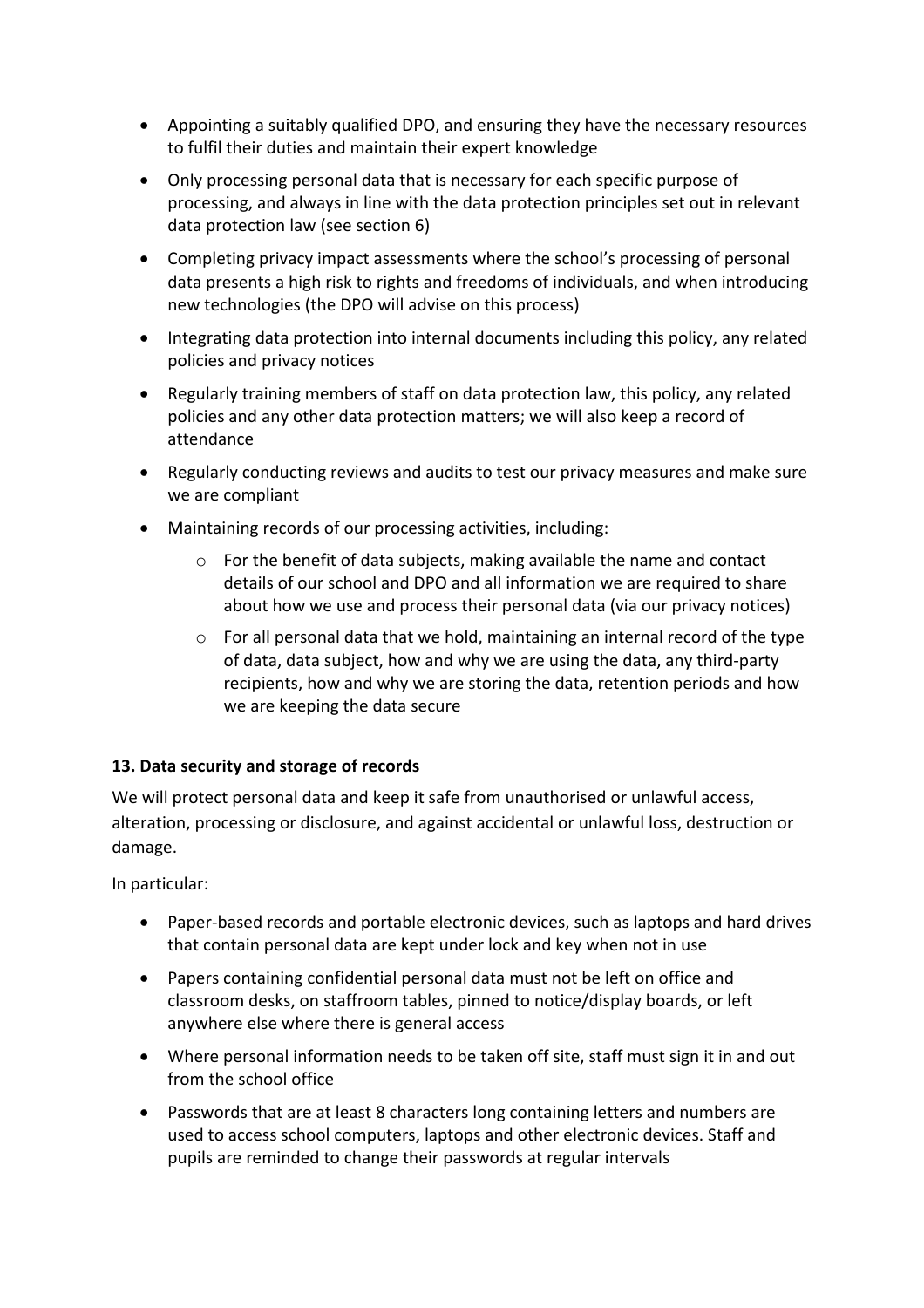- Appointing a suitably qualified DPO, and ensuring they have the necessary resources to fulfil their duties and maintain their expert knowledge
- Only processing personal data that is necessary for each specific purpose of processing, and always in line with the data protection principles set out in relevant data protection law (see section 6)
- Completing privacy impact assessments where the school's processing of personal data presents a high risk to rights and freedoms of individuals, and when introducing new technologies (the DPO will advise on this process)
- Integrating data protection into internal documents including this policy, any related policies and privacy notices
- Regularly training members of staff on data protection law, this policy, any related policies and any other data protection matters; we will also keep a record of attendance
- Regularly conducting reviews and audits to test our privacy measures and make sure we are compliant
- Maintaining records of our processing activities, including:
    - For the benefit of data subjects, making available the name and contact details of our school and DPO and all information we are required to share about how we use and process their personal data (via our privacy notices)
    - For all personal data that we hold, maintaining an internal record of the type of data, data subject, how and why we are using the data, any third-party recipients, how and why we are storing the data, retention periods and how we are keeping the data secure

**13. Data security and storage of records**

We will protect personal data and keep it safe from unauthorised or unlawful access, alteration, processing or disclosure, and against accidental or unlawful loss, destruction or damage.

In particular:

- Paper-based records and portable electronic devices, such as laptops and hard drives that contain personal data are kept under lock and key when not in use
- Papers containing confidential personal data must not be left on office and classroom desks, on staffroom tables, pinned to notice/display boards, or left anywhere else where there is general access
- Where personal information needs to be taken off site, staff must sign it in and out from the school office
- Passwords that are at least 8 characters long containing letters and numbers are used to access school computers, laptops and other electronic devices. Staff and pupils are reminded to change their passwords at regular intervals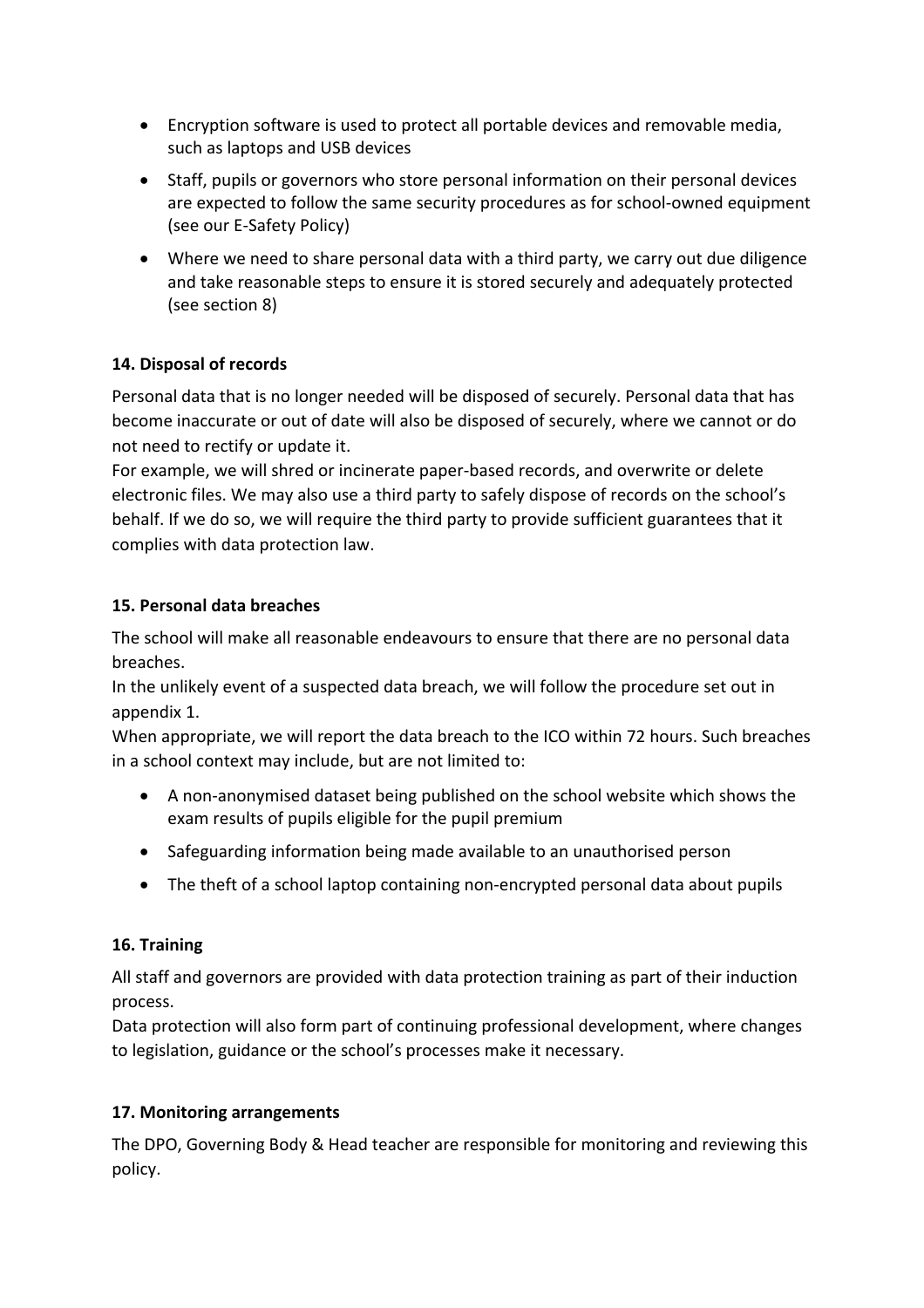- Encryption software is used to protect all portable devices and removable media, such as laptops and USB devices
- Staff, pupils or governors who store personal information on their personal devices are expected to follow the same security procedures as for school-owned equipment (see our E-Safety Policy)
- Where we need to share personal data with a third party, we carry out due diligence and take reasonable steps to ensure it is stored securely and adequately protected (see section 8)

**14. Disposal of records**

Personal data that is no longer needed will be disposed of securely. Personal data that has become inaccurate or out of date will also be disposed of securely, where we cannot or do not need to rectify or update it.

For example, we will shred or incinerate paper-based records, and overwrite or delete electronic files. We may also use a third party to safely dispose of records on the school's behalf. If we do so, we will require the third party to provide sufficient guarantees that it complies with data protection law.

**15. Personal data breaches**

The school will make all reasonable endeavours to ensure that there are no personal data breaches.

In the unlikely event of a suspected data breach, we will follow the procedure set out in appendix 1.

When appropriate, we will report the data breach to the ICO within 72 hours. Such breaches in a school context may include, but are not limited to:

- A non-anonymised dataset being published on the school website which shows the exam results of pupils eligible for the pupil premium
- Safeguarding information being made available to an unauthorised person
- The theft of a school laptop containing non-encrypted personal data about pupils

**16. Training**

All staff and governors are provided with data protection training as part of their induction process.

Data protection will also form part of continuing professional development, where changes to legislation, guidance or the school's processes make it necessary.

**17. Monitoring arrangements**

The DPO, Governing Body & Head teacher are responsible for monitoring and reviewing this policy.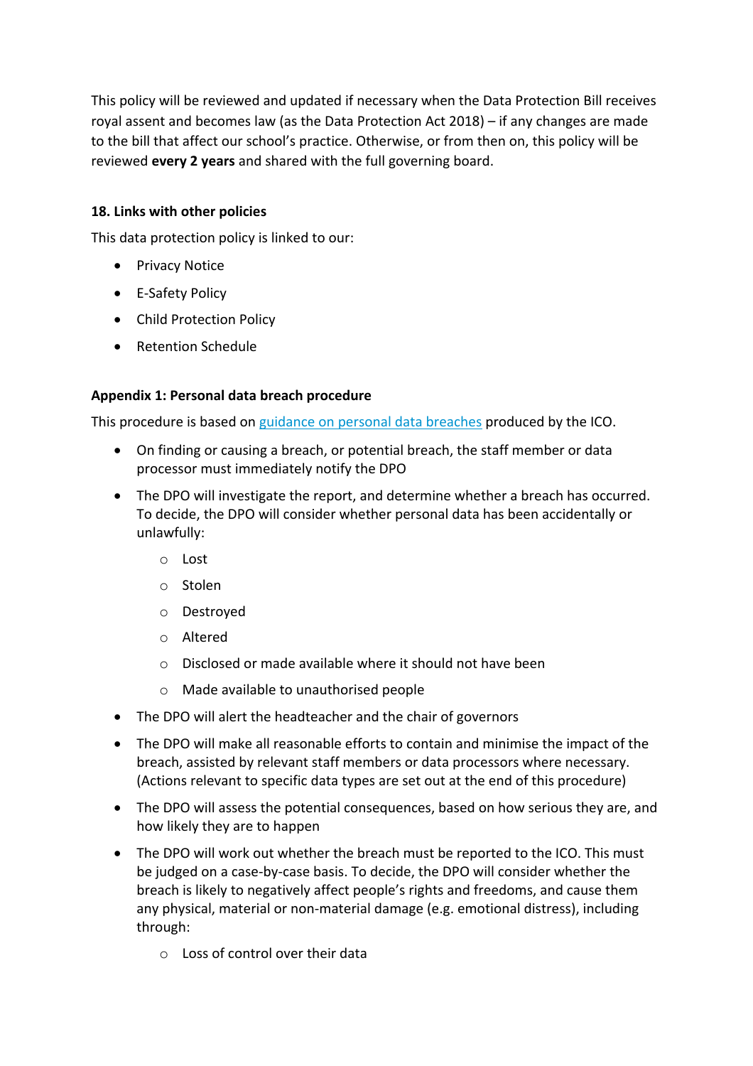This policy will be reviewed and updated if necessary when the Data Protection Bill receives royal assent and becomes law (as the Data Protection Act 2018) – if any changes are made to the bill that affect our school's practice. Otherwise, or from then on, this policy will be reviewed **every 2 years** and shared with the full governing board.

**18. Links with other policies**

This data protection policy is linked to our:

- Privacy Notice
- E-Safety Policy
- Child Protection Policy
- Retention Schedule

**Appendix 1: Personal data breach procedure**

This procedure is based on [guidance on personal data breaches] produced by the ICO.

- On finding or causing a breach, or potential breach, the staff member or data processor must immediately notify the DPO
- The DPO will investigate the report, and determine whether a breach has occurred. To decide, the DPO will consider whether personal data has been accidentally or unlawfully:
    - Lost
    - Stolen
    - Destroyed
    - Altered
    - Disclosed or made available where it should not have been
    - Made available to unauthorised people
- The DPO will alert the headteacher and the chair of governors
- The DPO will make all reasonable efforts to contain and minimise the impact of the breach, assisted by relevant staff members or data processors where necessary. (Actions relevant to specific data types are set out at the end of this procedure)
- The DPO will assess the potential consequences, based on how serious they are, and how likely they are to happen
- The DPO will work out whether the breach must be reported to the ICO. This must be judged on a case-by-case basis. To decide, the DPO will consider whether the breach is likely to negatively affect people's rights and freedoms, and cause them any physical, material or non-material damage (e.g. emotional distress), including through:
    - Loss of control over their data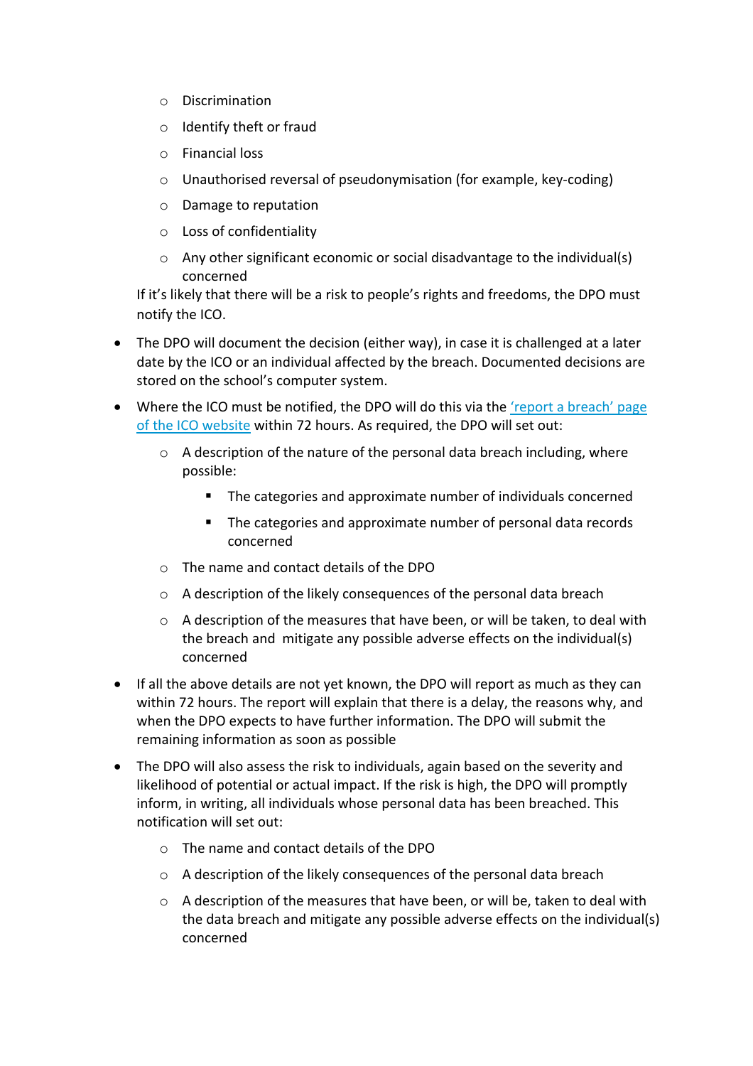- Discrimination
    - Identify theft or fraud
    - Financial loss
    - Unauthorised reversal of pseudonymisation (for example, key-coding)
    - Damage to reputation
    - Loss of confidentiality
    - Any other significant economic or social disadvantage to the individual(s) concerned

  If it's likely that there will be a risk to people's rights and freedoms, the DPO must notify the ICO.

- The DPO will document the decision (either way), in case it is challenged at a later date by the ICO or an individual affected by the breach. Documented decisions are stored on the school's computer system.
- Where the ICO must be notified, the DPO will do this via the ['report a breach' page of the ICO website]() within 72 hours. As required, the DPO will set out:
    - A description of the nature of the personal data breach including, where possible:
        - The categories and approximate number of individuals concerned
        - The categories and approximate number of personal data records concerned
    - The name and contact details of the DPO
    - A description of the likely consequences of the personal data breach
    - A description of the measures that have been, or will be taken, to deal with the breach and mitigate any possible adverse effects on the individual(s) concerned
- If all the above details are not yet known, the DPO will report as much as they can within 72 hours. The report will explain that there is a delay, the reasons why, and when the DPO expects to have further information. The DPO will submit the remaining information as soon as possible
- The DPO will also assess the risk to individuals, again based on the severity and likelihood of potential or actual impact. If the risk is high, the DPO will promptly inform, in writing, all individuals whose personal data has been breached. This notification will set out:
    - The name and contact details of the DPO
    - A description of the likely consequences of the personal data breach
    - A description of the measures that have been, or will be, taken to deal with the data breach and mitigate any possible adverse effects on the individual(s) concerned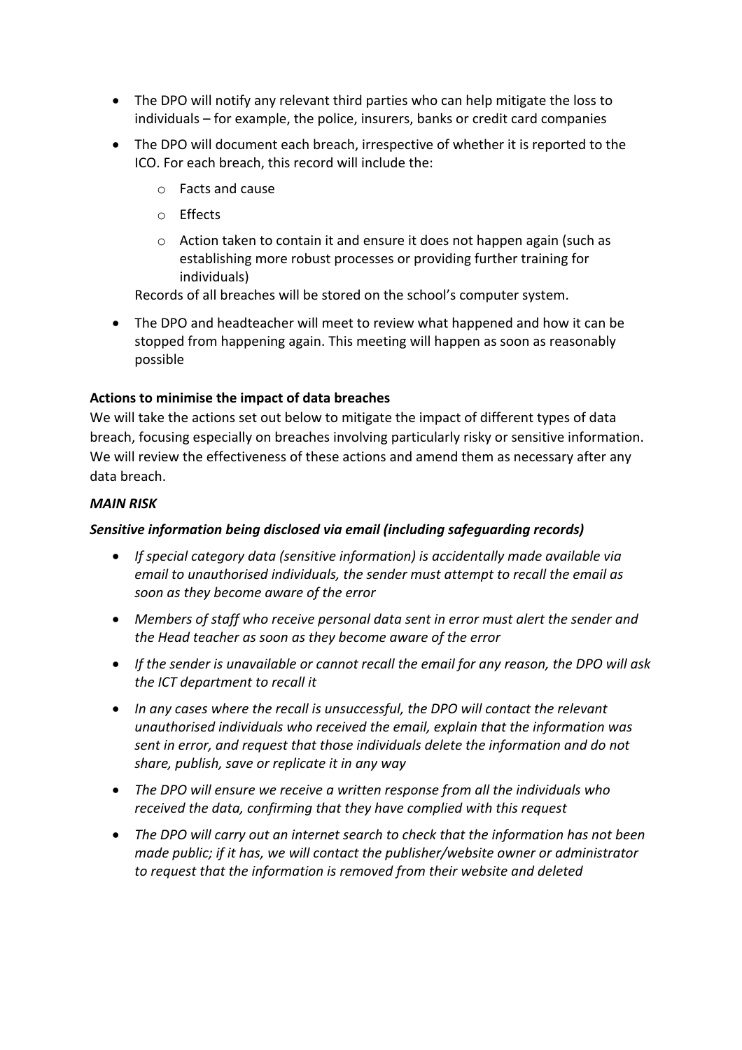- The DPO will notify any relevant third parties who can help mitigate the loss to individuals – for example, the police, insurers, banks or credit card companies
- The DPO will document each breach, irrespective of whether it is reported to the ICO. For each breach, this record will include the:
    - Facts and cause
    - Effects
    - Action taken to contain it and ensure it does not happen again (such as establishing more robust processes or providing further training for individuals)

  Records of all breaches will be stored on the school's computer system.
- The DPO and headteacher will meet to review what happened and how it can be stopped from happening again. This meeting will happen as soon as reasonably possible

**Actions to minimise the impact of data breaches**

We will take the actions set out below to mitigate the impact of different types of data breach, focusing especially on breaches involving particularly risky or sensitive information. We will review the effectiveness of these actions and amend them as necessary after any data breach.

***MAIN RISK***

***Sensitive information being disclosed via email (including safeguarding records)***

- *If special category data (sensitive information) is accidentally made available via email to unauthorised individuals, the sender must attempt to recall the email as soon as they become aware of the error*
- *Members of staff who receive personal data sent in error must alert the sender and the Head teacher as soon as they become aware of the error*
- *If the sender is unavailable or cannot recall the email for any reason, the DPO will ask the ICT department to recall it*
- *In any cases where the recall is unsuccessful, the DPO will contact the relevant unauthorised individuals who received the email, explain that the information was sent in error, and request that those individuals delete the information and do not share, publish, save or replicate it in any way*
- *The DPO will ensure we receive a written response from all the individuals who received the data, confirming that they have complied with this request*
- *The DPO will carry out an internet search to check that the information has not been made public; if it has, we will contact the publisher/website owner or administrator to request that the information is removed from their website and deleted*